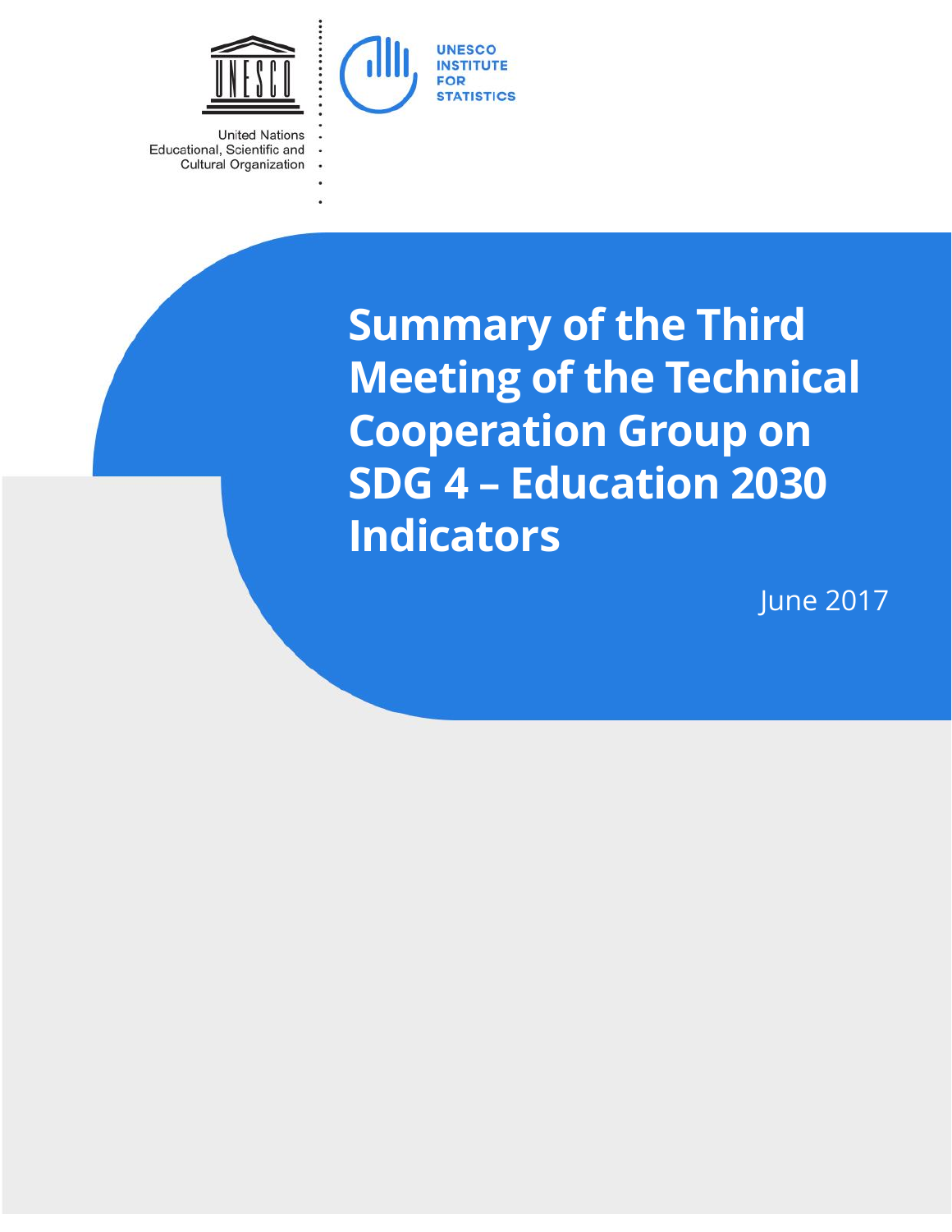UNESCO

United Nations Educational, Scientific and Cultural Organization

UNESCO INSTITUTE FOR STATISTICS

# Summary of the Third Meeting of the Technical Cooperation Group on SDG 4 – Education 2030 Indicators

June 2017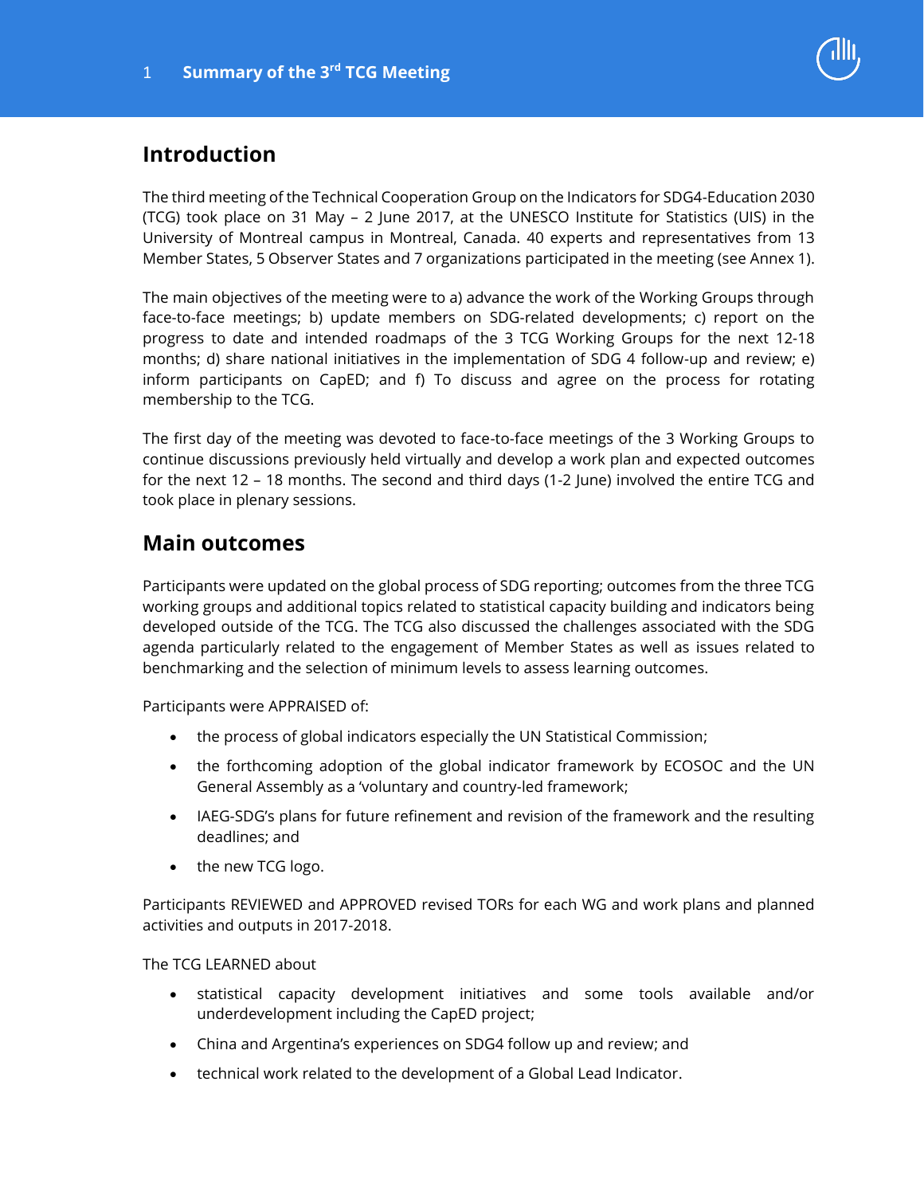## Introduction

The third meeting of the Technical Cooperation Group on the Indicators for SDG4-Education 2030 (TCG) took place on 31 May – 2 June 2017, at the UNESCO Institute for Statistics (UIS) in the University of Montreal campus in Montreal, Canada. 40 experts and representatives from 13 Member States, 5 Observer States and 7 organizations participated in the meeting (see Annex 1).

The main objectives of the meeting were to a) advance the work of the Working Groups through face-to-face meetings; b) update members on SDG-related developments; c) report on the progress to date and intended roadmaps of the 3 TCG Working Groups for the next 12-18 months; d) share national initiatives in the implementation of SDG 4 follow-up and review; e) inform participants on CapED; and f) To discuss and agree on the process for rotating membership to the TCG.

The first day of the meeting was devoted to face-to-face meetings of the 3 Working Groups to continue discussions previously held virtually and develop a work plan and expected outcomes for the next 12 – 18 months. The second and third days (1-2 June) involved the entire TCG and took place in plenary sessions.

## Main outcomes

Participants were updated on the global process of SDG reporting; outcomes from the three TCG working groups and additional topics related to statistical capacity building and indicators being developed outside of the TCG. The TCG also discussed the challenges associated with the SDG agenda particularly related to the engagement of Member States as well as issues related to benchmarking and the selection of minimum levels to assess learning outcomes.

Participants were APPRAISED of:

- the process of global indicators especially the UN Statistical Commission;
- the forthcoming adoption of the global indicator framework by ECOSOC and the UN General Assembly as a 'voluntary and country-led framework;
- IAEG-SDG's plans for future refinement and revision of the framework and the resulting deadlines; and
- the new TCG logo.

Participants REVIEWED and APPROVED revised TORs for each WG and work plans and planned activities and outputs in 2017-2018.

The TCG LEARNED about

- statistical capacity development initiatives and some tools available and/or underdevelopment including the CapED project;
- China and Argentina's experiences on SDG4 follow up and review; and
- technical work related to the development of a Global Lead Indicator.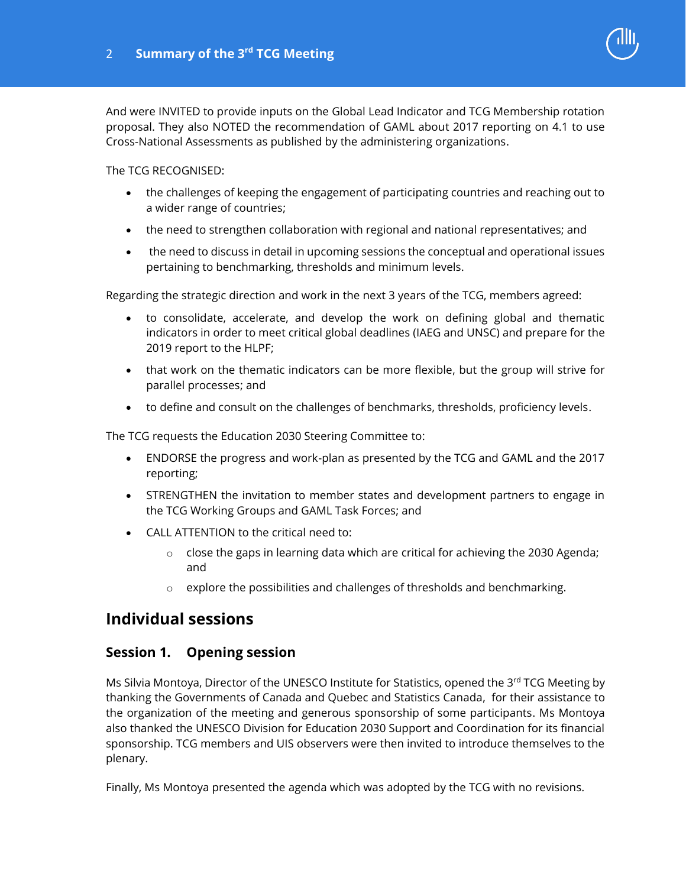And were INVITED to provide inputs on the Global Lead Indicator and TCG Membership rotation proposal. They also NOTED the recommendation of GAML about 2017 reporting on 4.1 to use Cross-National Assessments as published by the administering organizations.

The TCG RECOGNISED:

- the challenges of keeping the engagement of participating countries and reaching out to a wider range of countries;
- the need to strengthen collaboration with regional and national representatives; and
- the need to discuss in detail in upcoming sessions the conceptual and operational issues pertaining to benchmarking, thresholds and minimum levels.

Regarding the strategic direction and work in the next 3 years of the TCG, members agreed:

- to consolidate, accelerate, and develop the work on defining global and thematic indicators in order to meet critical global deadlines (IAEG and UNSC) and prepare for the 2019 report to the HLPF;
- that work on the thematic indicators can be more flexible, but the group will strive for parallel processes; and
- to define and consult on the challenges of benchmarks, thresholds, proficiency levels.

The TCG requests the Education 2030 Steering Committee to:

- ENDORSE the progress and work-plan as presented by the TCG and GAML and the 2017 reporting;
- STRENGTHEN the invitation to member states and development partners to engage in the TCG Working Groups and GAML Task Forces; and
- CALL ATTENTION to the critical need to:
  - close the gaps in learning data which are critical for achieving the 2030 Agenda; and
  - explore the possibilities and challenges of thresholds and benchmarking.

# Individual sessions

## Session 1. Opening session

Ms Silvia Montoya, Director of the UNESCO Institute for Statistics, opened the 3rd TCG Meeting by thanking the Governments of Canada and Quebec and Statistics Canada, for their assistance to the organization of the meeting and generous sponsorship of some participants. Ms Montoya also thanked the UNESCO Division for Education 2030 Support and Coordination for its financial sponsorship. TCG members and UIS observers were then invited to introduce themselves to the plenary.

Finally, Ms Montoya presented the agenda which was adopted by the TCG with no revisions.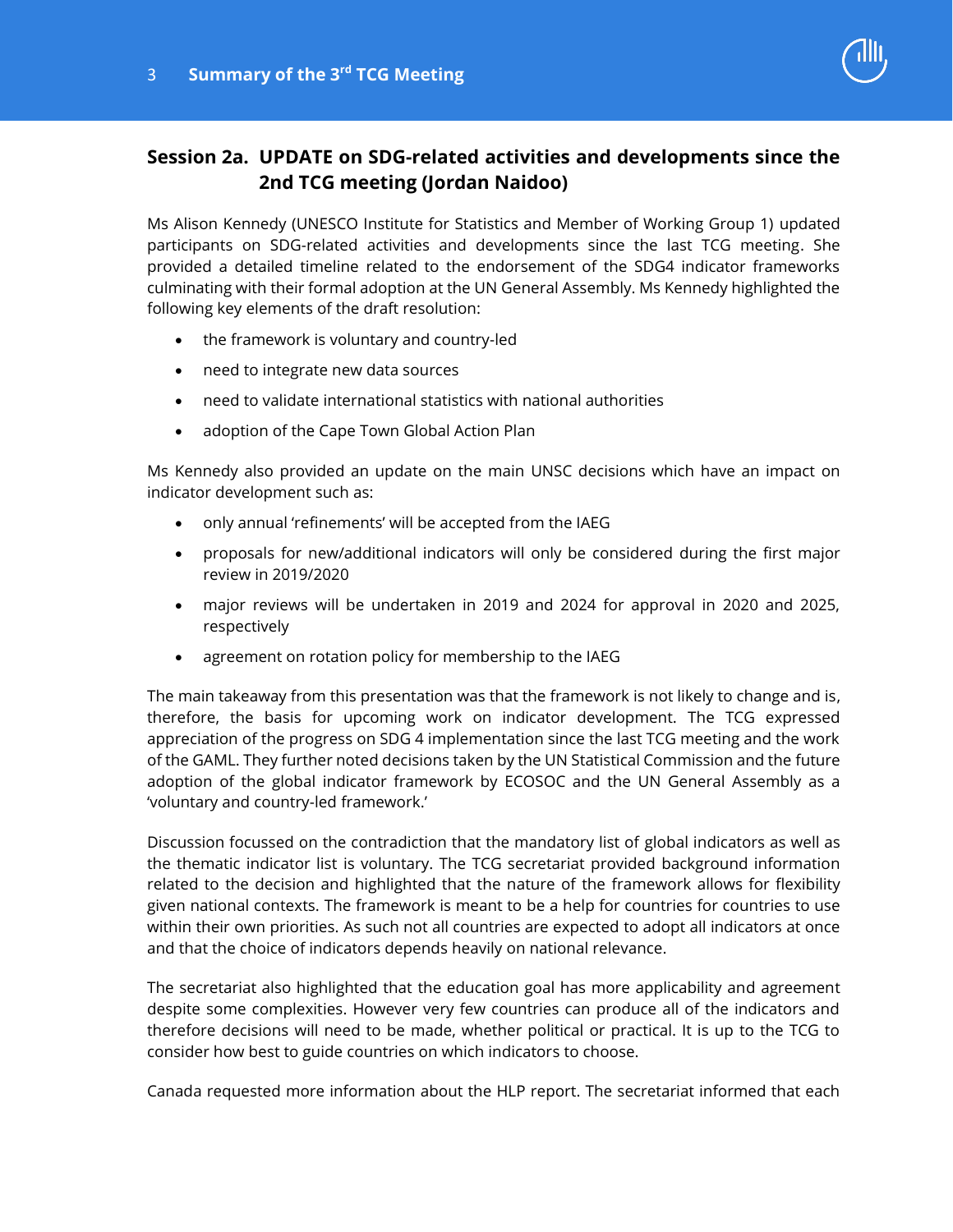## Session 2a. UPDATE on SDG-related activities and developments since the 2nd TCG meeting (Jordan Naidoo)

Ms Alison Kennedy (UNESCO Institute for Statistics and Member of Working Group 1) updated participants on SDG-related activities and developments since the last TCG meeting. She provided a detailed timeline related to the endorsement of the SDG4 indicator frameworks culminating with their formal adoption at the UN General Assembly. Ms Kennedy highlighted the following key elements of the draft resolution:

- the framework is voluntary and country-led
- need to integrate new data sources
- need to validate international statistics with national authorities
- adoption of the Cape Town Global Action Plan

Ms Kennedy also provided an update on the main UNSC decisions which have an impact on indicator development such as:

- only annual 'refinements' will be accepted from the IAEG
- proposals for new/additional indicators will only be considered during the first major review in 2019/2020
- major reviews will be undertaken in 2019 and 2024 for approval in 2020 and 2025, respectively
- agreement on rotation policy for membership to the IAEG

The main takeaway from this presentation was that the framework is not likely to change and is, therefore, the basis for upcoming work on indicator development. The TCG expressed appreciation of the progress on SDG 4 implementation since the last TCG meeting and the work of the GAML. They further noted decisions taken by the UN Statistical Commission and the future adoption of the global indicator framework by ECOSOC and the UN General Assembly as a 'voluntary and country-led framework.'

Discussion focussed on the contradiction that the mandatory list of global indicators as well as the thematic indicator list is voluntary. The TCG secretariat provided background information related to the decision and highlighted that the nature of the framework allows for flexibility given national contexts. The framework is meant to be a help for countries for countries to use within their own priorities. As such not all countries are expected to adopt all indicators at once and that the choice of indicators depends heavily on national relevance.

The secretariat also highlighted that the education goal has more applicability and agreement despite some complexities. However very few countries can produce all of the indicators and therefore decisions will need to be made, whether political or practical. It is up to the TCG to consider how best to guide countries on which indicators to choose.

Canada requested more information about the HLP report. The secretariat informed that each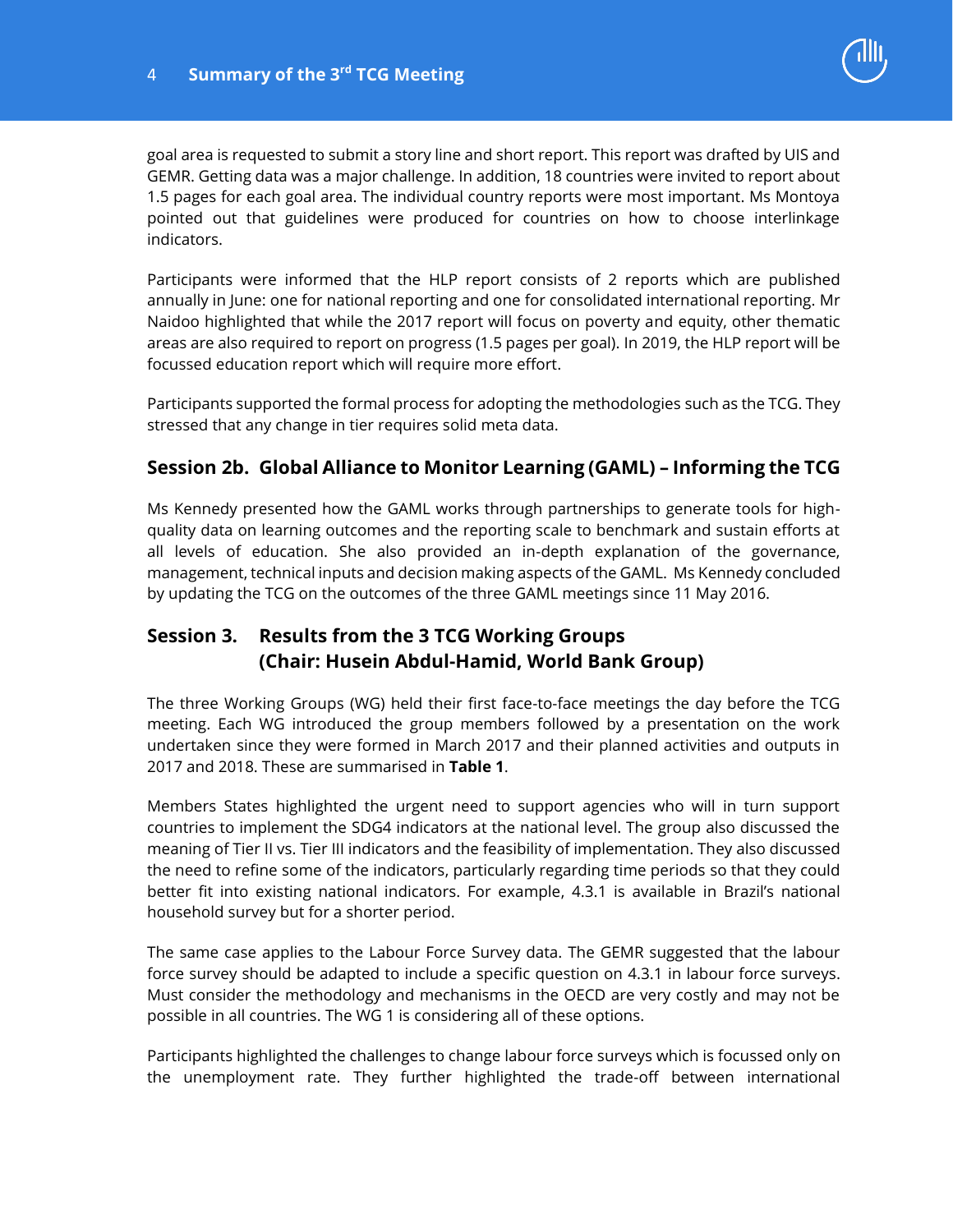goal area is requested to submit a story line and short report. This report was drafted by UIS and GEMR. Getting data was a major challenge. In addition, 18 countries were invited to report about 1.5 pages for each goal area. The individual country reports were most important. Ms Montoya pointed out that guidelines were produced for countries on how to choose interlinkage indicators.

Participants were informed that the HLP report consists of 2 reports which are published annually in June: one for national reporting and one for consolidated international reporting. Mr Naidoo highlighted that while the 2017 report will focus on poverty and equity, other thematic areas are also required to report on progress (1.5 pages per goal). In 2019, the HLP report will be focussed education report which will require more effort.

Participants supported the formal process for adopting the methodologies such as the TCG. They stressed that any change in tier requires solid meta data.

## Session 2b. Global Alliance to Monitor Learning (GAML) – Informing the TCG

Ms Kennedy presented how the GAML works through partnerships to generate tools for high-quality data on learning outcomes and the reporting scale to benchmark and sustain efforts at all levels of education. She also provided an in-depth explanation of the governance, management, technical inputs and decision making aspects of the GAML. Ms Kennedy concluded by updating the TCG on the outcomes of the three GAML meetings since 11 May 2016.

## Session 3. Results from the 3 TCG Working Groups (Chair: Husein Abdul-Hamid, World Bank Group)

The three Working Groups (WG) held their first face-to-face meetings the day before the TCG meeting. Each WG introduced the group members followed by a presentation on the work undertaken since they were formed in March 2017 and their planned activities and outputs in 2017 and 2018. These are summarised in **Table 1**.

Members States highlighted the urgent need to support agencies who will in turn support countries to implement the SDG4 indicators at the national level. The group also discussed the meaning of Tier II vs. Tier III indicators and the feasibility of implementation. They also discussed the need to refine some of the indicators, particularly regarding time periods so that they could better fit into existing national indicators. For example, 4.3.1 is available in Brazil's national household survey but for a shorter period.

The same case applies to the Labour Force Survey data. The GEMR suggested that the labour force survey should be adapted to include a specific question on 4.3.1 in labour force surveys. Must consider the methodology and mechanisms in the OECD are very costly and may not be possible in all countries. The WG 1 is considering all of these options.

Participants highlighted the challenges to change labour force surveys which is focussed only on the unemployment rate. They further highlighted the trade-off between international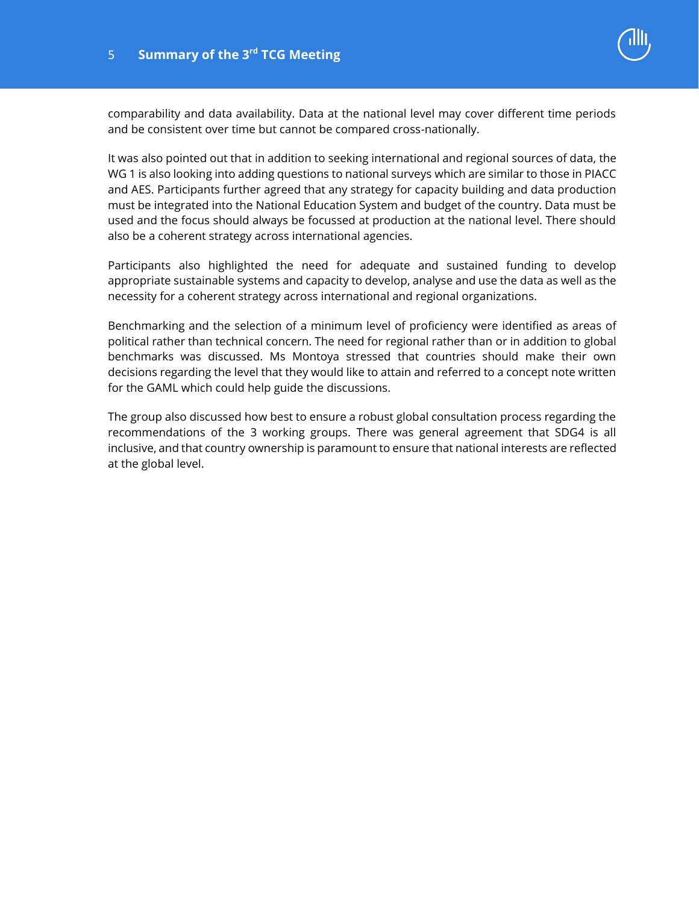comparability and data availability. Data at the national level may cover different time periods and be consistent over time but cannot be compared cross-nationally.

It was also pointed out that in addition to seeking international and regional sources of data, the WG 1 is also looking into adding questions to national surveys which are similar to those in PIACC and AES. Participants further agreed that any strategy for capacity building and data production must be integrated into the National Education System and budget of the country. Data must be used and the focus should always be focussed at production at the national level. There should also be a coherent strategy across international agencies.

Participants also highlighted the need for adequate and sustained funding to develop appropriate sustainable systems and capacity to develop, analyse and use the data as well as the necessity for a coherent strategy across international and regional organizations.

Benchmarking and the selection of a minimum level of proficiency were identified as areas of political rather than technical concern. The need for regional rather than or in addition to global benchmarks was discussed. Ms Montoya stressed that countries should make their own decisions regarding the level that they would like to attain and referred to a concept note written for the GAML which could help guide the discussions.

The group also discussed how best to ensure a robust global consultation process regarding the recommendations of the 3 working groups. There was general agreement that SDG4 is all inclusive, and that country ownership is paramount to ensure that national interests are reflected at the global level.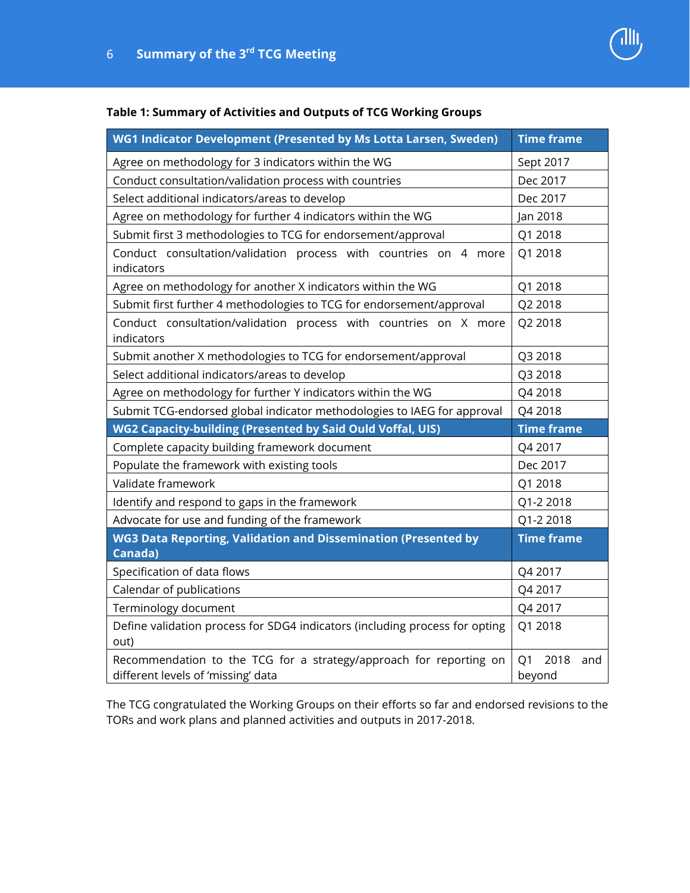**Table 1: Summary of Activities and Outputs of TCG Working Groups**

| WG1 Indicator Development (Presented by Ms Lotta Larsen, Sweden) | Time frame |
|---|---|
| Agree on methodology for 3 indicators within the WG | Sept 2017 |
| Conduct consultation/validation process with countries | Dec 2017 |
| Select additional indicators/areas to develop | Dec 2017 |
| Agree on methodology for further 4 indicators within the WG | Jan 2018 |
| Submit first 3 methodologies to TCG for endorsement/approval | Q1 2018 |
| Conduct consultation/validation process with countries on 4 more indicators | Q1 2018 |
| Agree on methodology for another X indicators within the WG | Q1 2018 |
| Submit first further 4 methodologies to TCG for endorsement/approval | Q2 2018 |
| Conduct consultation/validation process with countries on X more indicators | Q2 2018 |
| Submit another X methodologies to TCG for endorsement/approval | Q3 2018 |
| Select additional indicators/areas to develop | Q3 2018 |
| Agree on methodology for further Y indicators within the WG | Q4 2018 |
| Submit TCG-endorsed global indicator methodologies to IAEG for approval | Q4 2018 |
| **WG2 Capacity-building (Presented by Said Ould Voffal, UIS)** | **Time frame** |
| Complete capacity building framework document | Q4 2017 |
| Populate the framework with existing tools | Dec 2017 |
| Validate framework | Q1 2018 |
| Identify and respond to gaps in the framework | Q1-2 2018 |
| Advocate for use and funding of the framework | Q1-2 2018 |
| **WG3 Data Reporting, Validation and Dissemination (Presented by Canada)** | **Time frame** |
| Specification of data flows | Q4 2017 |
| Calendar of publications | Q4 2017 |
| Terminology document | Q4 2017 |
| Define validation process for SDG4 indicators (including process for opting out) | Q1 2018 |
| Recommendation to the TCG for a strategy/approach for reporting on different levels of 'missing' data | Q1 2018 and beyond |

The TCG congratulated the Working Groups on their efforts so far and endorsed revisions to the TORs and work plans and planned activities and outputs in 2017-2018.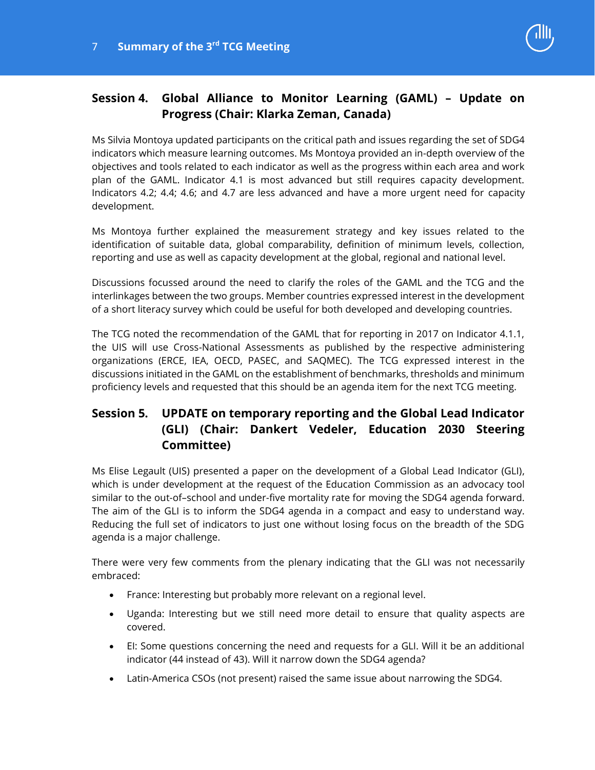## Session 4. Global Alliance to Monitor Learning (GAML) – Update on Progress (Chair: Klarka Zeman, Canada)

Ms Silvia Montoya updated participants on the critical path and issues regarding the set of SDG4 indicators which measure learning outcomes. Ms Montoya provided an in-depth overview of the objectives and tools related to each indicator as well as the progress within each area and work plan of the GAML. Indicator 4.1 is most advanced but still requires capacity development. Indicators 4.2; 4.4; 4.6; and 4.7 are less advanced and have a more urgent need for capacity development.

Ms Montoya further explained the measurement strategy and key issues related to the identification of suitable data, global comparability, definition of minimum levels, collection, reporting and use as well as capacity development at the global, regional and national level.

Discussions focussed around the need to clarify the roles of the GAML and the TCG and the interlinkages between the two groups. Member countries expressed interest in the development of a short literacy survey which could be useful for both developed and developing countries.

The TCG noted the recommendation of the GAML that for reporting in 2017 on Indicator 4.1.1, the UIS will use Cross-National Assessments as published by the respective administering organizations (ERCE, IEA, OECD, PASEC, and SAQMEC). The TCG expressed interest in the discussions initiated in the GAML on the establishment of benchmarks, thresholds and minimum proficiency levels and requested that this should be an agenda item for the next TCG meeting.

## Session 5. UPDATE on temporary reporting and the Global Lead Indicator (GLI) (Chair: Dankert Vedeler, Education 2030 Steering Committee)

Ms Elise Legault (UIS) presented a paper on the development of a Global Lead Indicator (GLI), which is under development at the request of the Education Commission as an advocacy tool similar to the out-of–school and under-five mortality rate for moving the SDG4 agenda forward. The aim of the GLI is to inform the SDG4 agenda in a compact and easy to understand way. Reducing the full set of indicators to just one without losing focus on the breadth of the SDG agenda is a major challenge.

There were very few comments from the plenary indicating that the GLI was not necessarily embraced:

- France: Interesting but probably more relevant on a regional level.
- Uganda: Interesting but we still need more detail to ensure that quality aspects are covered.
- EI: Some questions concerning the need and requests for a GLI. Will it be an additional indicator (44 instead of 43). Will it narrow down the SDG4 agenda?
- Latin-America CSOs (not present) raised the same issue about narrowing the SDG4.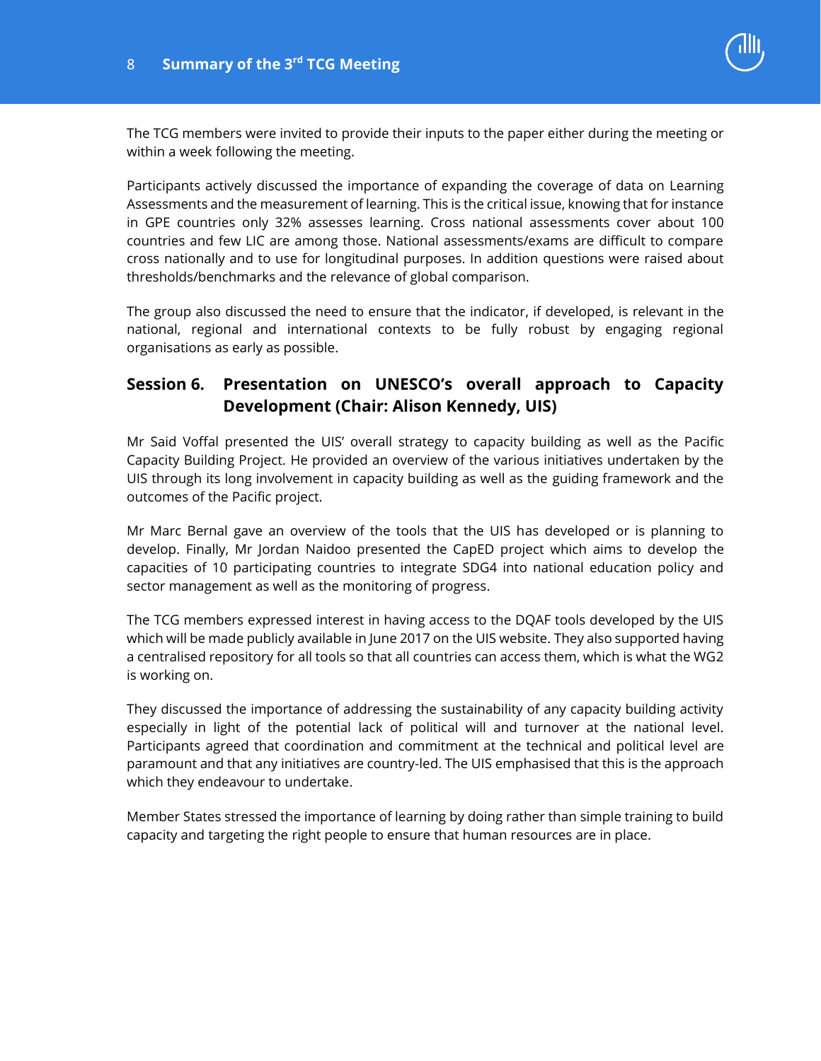The TCG members were invited to provide their inputs to the paper either during the meeting or within a week following the meeting.

Participants actively discussed the importance of expanding the coverage of data on Learning Assessments and the measurement of learning. This is the critical issue, knowing that for instance in GPE countries only 32% assesses learning. Cross national assessments cover about 100 countries and few LIC are among those. National assessments/exams are difficult to compare cross nationally and to use for longitudinal purposes. In addition questions were raised about thresholds/benchmarks and the relevance of global comparison.

The group also discussed the need to ensure that the indicator, if developed, is relevant in the national, regional and international contexts to be fully robust by engaging regional organisations as early as possible.

## Session 6. Presentation on UNESCO's overall approach to Capacity Development (Chair: Alison Kennedy, UIS)

Mr Said Voffal presented the UIS' overall strategy to capacity building as well as the Pacific Capacity Building Project. He provided an overview of the various initiatives undertaken by the UIS through its long involvement in capacity building as well as the guiding framework and the outcomes of the Pacific project.

Mr Marc Bernal gave an overview of the tools that the UIS has developed or is planning to develop. Finally, Mr Jordan Naidoo presented the CapED project which aims to develop the capacities of 10 participating countries to integrate SDG4 into national education policy and sector management as well as the monitoring of progress.

The TCG members expressed interest in having access to the DQAF tools developed by the UIS which will be made publicly available in June 2017 on the UIS website. They also supported having a centralised repository for all tools so that all countries can access them, which is what the WG2 is working on.

They discussed the importance of addressing the sustainability of any capacity building activity especially in light of the potential lack of political will and turnover at the national level. Participants agreed that coordination and commitment at the technical and political level are paramount and that any initiatives are country-led. The UIS emphasised that this is the approach which they endeavour to undertake.

Member States stressed the importance of learning by doing rather than simple training to build capacity and targeting the right people to ensure that human resources are in place.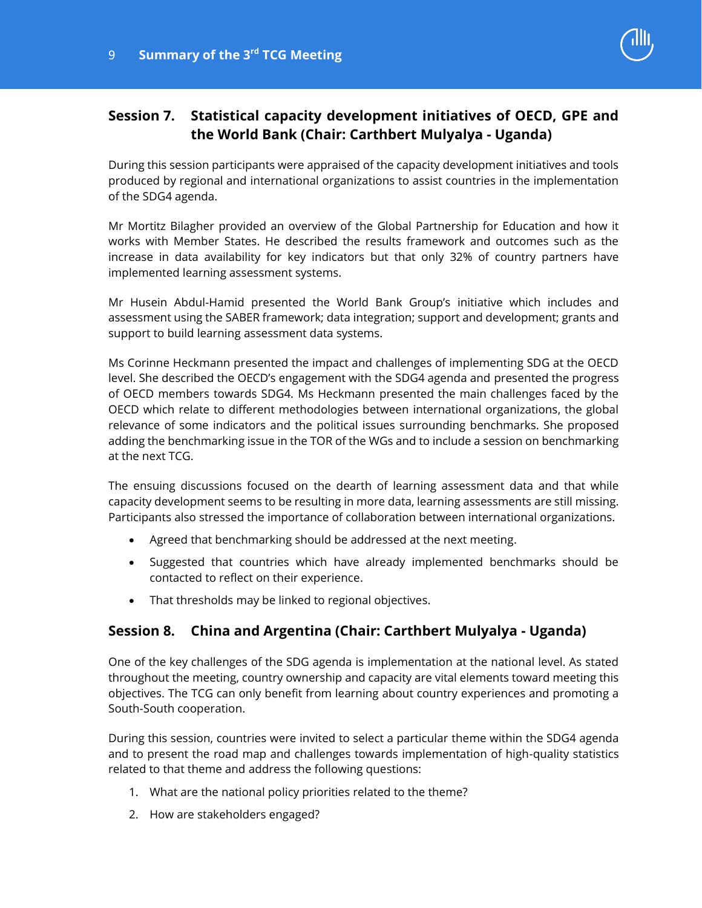## Session 7. Statistical capacity development initiatives of OECD, GPE and the World Bank (Chair: Carthbert Mulyalya - Uganda)

During this session participants were appraised of the capacity development initiatives and tools produced by regional and international organizations to assist countries in the implementation of the SDG4 agenda.

Mr Mortitz Bilagher provided an overview of the Global Partnership for Education and how it works with Member States. He described the results framework and outcomes such as the increase in data availability for key indicators but that only 32% of country partners have implemented learning assessment systems.

Mr Husein Abdul-Hamid presented the World Bank Group's initiative which includes and assessment using the SABER framework; data integration; support and development; grants and support to build learning assessment data systems.

Ms Corinne Heckmann presented the impact and challenges of implementing SDG at the OECD level. She described the OECD's engagement with the SDG4 agenda and presented the progress of OECD members towards SDG4. Ms Heckmann presented the main challenges faced by the OECD which relate to different methodologies between international organizations, the global relevance of some indicators and the political issues surrounding benchmarks. She proposed adding the benchmarking issue in the TOR of the WGs and to include a session on benchmarking at the next TCG.

The ensuing discussions focused on the dearth of learning assessment data and that while capacity development seems to be resulting in more data, learning assessments are still missing. Participants also stressed the importance of collaboration between international organizations.

- Agreed that benchmarking should be addressed at the next meeting.
- Suggested that countries which have already implemented benchmarks should be contacted to reflect on their experience.
- That thresholds may be linked to regional objectives.

## Session 8. China and Argentina (Chair: Carthbert Mulyalya - Uganda)

One of the key challenges of the SDG agenda is implementation at the national level. As stated throughout the meeting, country ownership and capacity are vital elements toward meeting this objectives. The TCG can only benefit from learning about country experiences and promoting a South-South cooperation.

During this session, countries were invited to select a particular theme within the SDG4 agenda and to present the road map and challenges towards implementation of high-quality statistics related to that theme and address the following questions:

1. What are the national policy priorities related to the theme?
2. How are stakeholders engaged?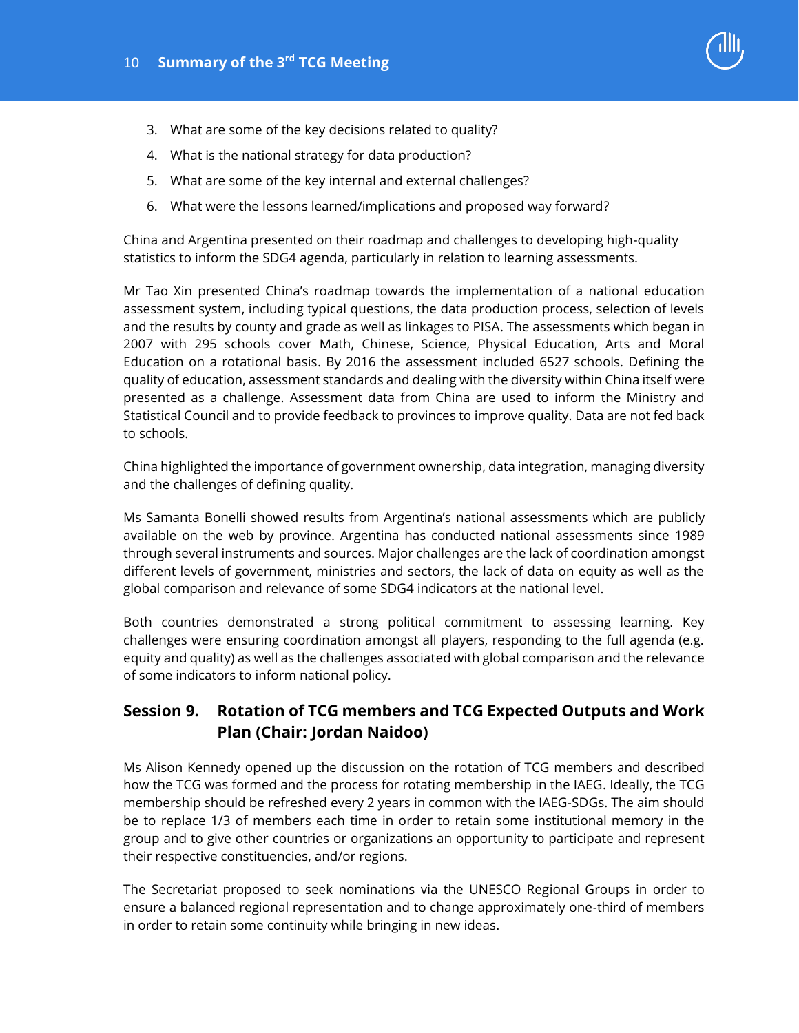3. What are some of the key decisions related to quality?
4. What is the national strategy for data production?
5. What are some of the key internal and external challenges?
6. What were the lessons learned/implications and proposed way forward?

China and Argentina presented on their roadmap and challenges to developing high-quality statistics to inform the SDG4 agenda, particularly in relation to learning assessments.

Mr Tao Xin presented China's roadmap towards the implementation of a national education assessment system, including typical questions, the data production process, selection of levels and the results by county and grade as well as linkages to PISA. The assessments which began in 2007 with 295 schools cover Math, Chinese, Science, Physical Education, Arts and Moral Education on a rotational basis. By 2016 the assessment included 6527 schools. Defining the quality of education, assessment standards and dealing with the diversity within China itself were presented as a challenge. Assessment data from China are used to inform the Ministry and Statistical Council and to provide feedback to provinces to improve quality. Data are not fed back to schools.

China highlighted the importance of government ownership, data integration, managing diversity and the challenges of defining quality.

Ms Samanta Bonelli showed results from Argentina's national assessments which are publicly available on the web by province. Argentina has conducted national assessments since 1989 through several instruments and sources. Major challenges are the lack of coordination amongst different levels of government, ministries and sectors, the lack of data on equity as well as the global comparison and relevance of some SDG4 indicators at the national level.

Both countries demonstrated a strong political commitment to assessing learning. Key challenges were ensuring coordination amongst all players, responding to the full agenda (e.g. equity and quality) as well as the challenges associated with global comparison and the relevance of some indicators to inform national policy.

## Session 9. Rotation of TCG members and TCG Expected Outputs and Work Plan (Chair: Jordan Naidoo)

Ms Alison Kennedy opened up the discussion on the rotation of TCG members and described how the TCG was formed and the process for rotating membership in the IAEG. Ideally, the TCG membership should be refreshed every 2 years in common with the IAEG-SDGs. The aim should be to replace 1/3 of members each time in order to retain some institutional memory in the group and to give other countries or organizations an opportunity to participate and represent their respective constituencies, and/or regions.

The Secretariat proposed to seek nominations via the UNESCO Regional Groups in order to ensure a balanced regional representation and to change approximately one-third of members in order to retain some continuity while bringing in new ideas.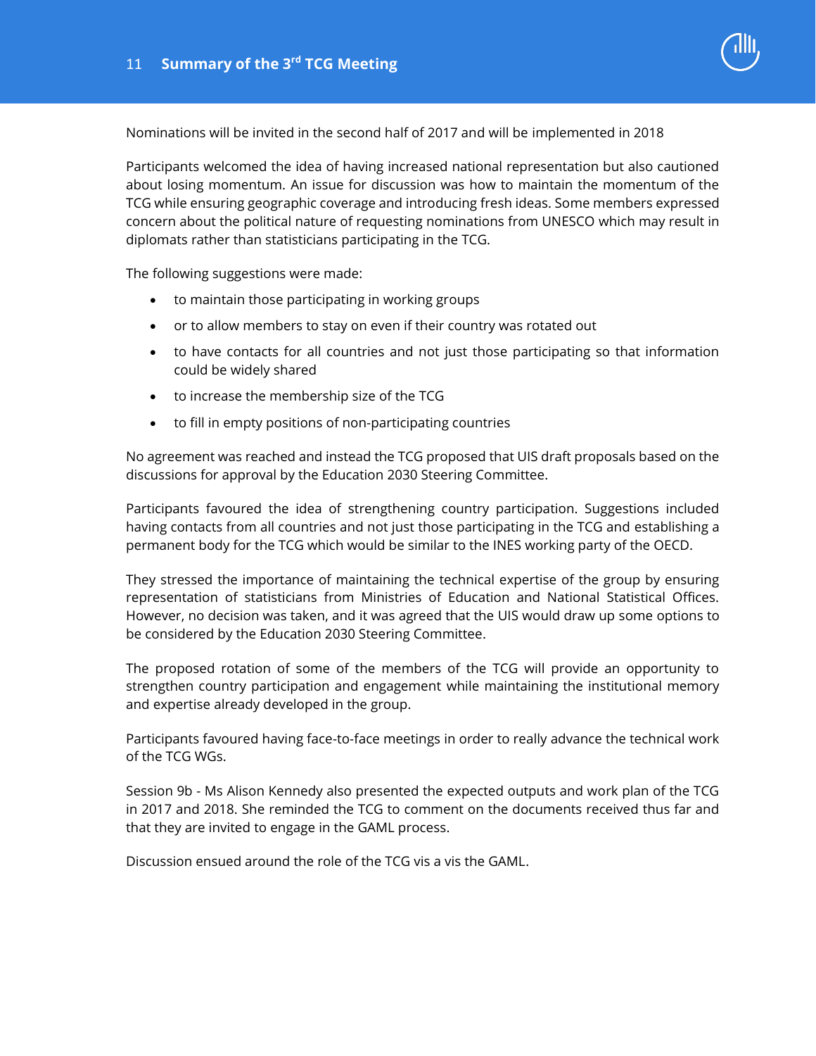Nominations will be invited in the second half of 2017 and will be implemented in 2018

Participants welcomed the idea of having increased national representation but also cautioned about losing momentum. An issue for discussion was how to maintain the momentum of the TCG while ensuring geographic coverage and introducing fresh ideas. Some members expressed concern about the political nature of requesting nominations from UNESCO which may result in diplomats rather than statisticians participating in the TCG.

The following suggestions were made:

- to maintain those participating in working groups
- or to allow members to stay on even if their country was rotated out
- to have contacts for all countries and not just those participating so that information could be widely shared
- to increase the membership size of the TCG
- to fill in empty positions of non-participating countries

No agreement was reached and instead the TCG proposed that UIS draft proposals based on the discussions for approval by the Education 2030 Steering Committee.

Participants favoured the idea of strengthening country participation. Suggestions included having contacts from all countries and not just those participating in the TCG and establishing a permanent body for the TCG which would be similar to the INES working party of the OECD.

They stressed the importance of maintaining the technical expertise of the group by ensuring representation of statisticians from Ministries of Education and National Statistical Offices. However, no decision was taken, and it was agreed that the UIS would draw up some options to be considered by the Education 2030 Steering Committee.

The proposed rotation of some of the members of the TCG will provide an opportunity to strengthen country participation and engagement while maintaining the institutional memory and expertise already developed in the group.

Participants favoured having face-to-face meetings in order to really advance the technical work of the TCG WGs.

Session 9b - Ms Alison Kennedy also presented the expected outputs and work plan of the TCG in 2017 and 2018. She reminded the TCG to comment on the documents received thus far and that they are invited to engage in the GAML process.

Discussion ensued around the role of the TCG vis a vis the GAML.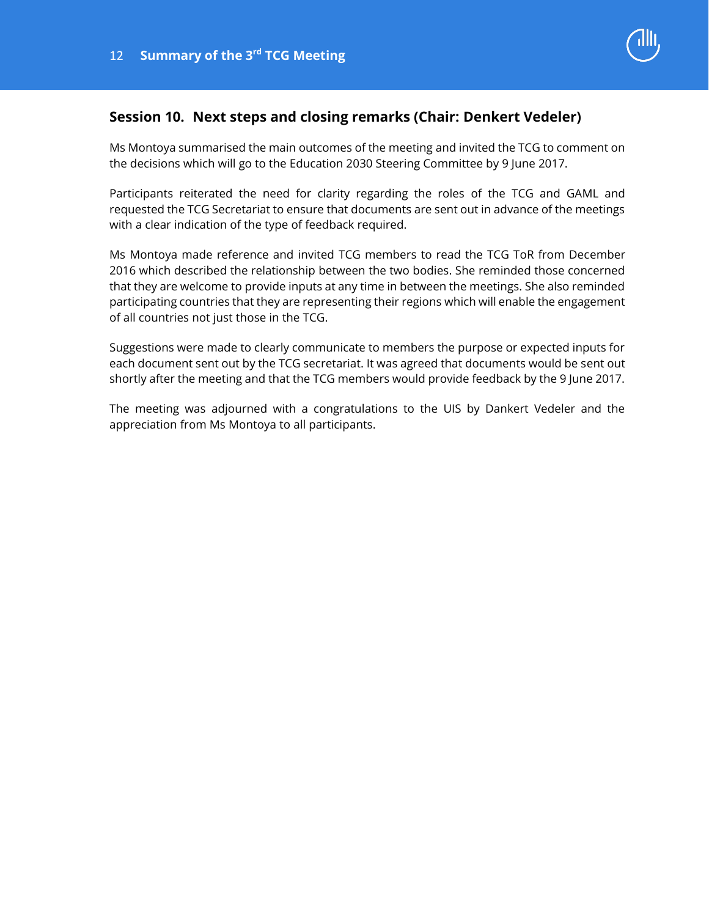## Session 10. Next steps and closing remarks (Chair: Denkert Vedeler)

Ms Montoya summarised the main outcomes of the meeting and invited the TCG to comment on the decisions which will go to the Education 2030 Steering Committee by 9 June 2017.

Participants reiterated the need for clarity regarding the roles of the TCG and GAML and requested the TCG Secretariat to ensure that documents are sent out in advance of the meetings with a clear indication of the type of feedback required.

Ms Montoya made reference and invited TCG members to read the TCG ToR from December 2016 which described the relationship between the two bodies. She reminded those concerned that they are welcome to provide inputs at any time in between the meetings. She also reminded participating countries that they are representing their regions which will enable the engagement of all countries not just those in the TCG.

Suggestions were made to clearly communicate to members the purpose or expected inputs for each document sent out by the TCG secretariat. It was agreed that documents would be sent out shortly after the meeting and that the TCG members would provide feedback by the 9 June 2017.

The meeting was adjourned with a congratulations to the UIS by Dankert Vedeler and the appreciation from Ms Montoya to all participants.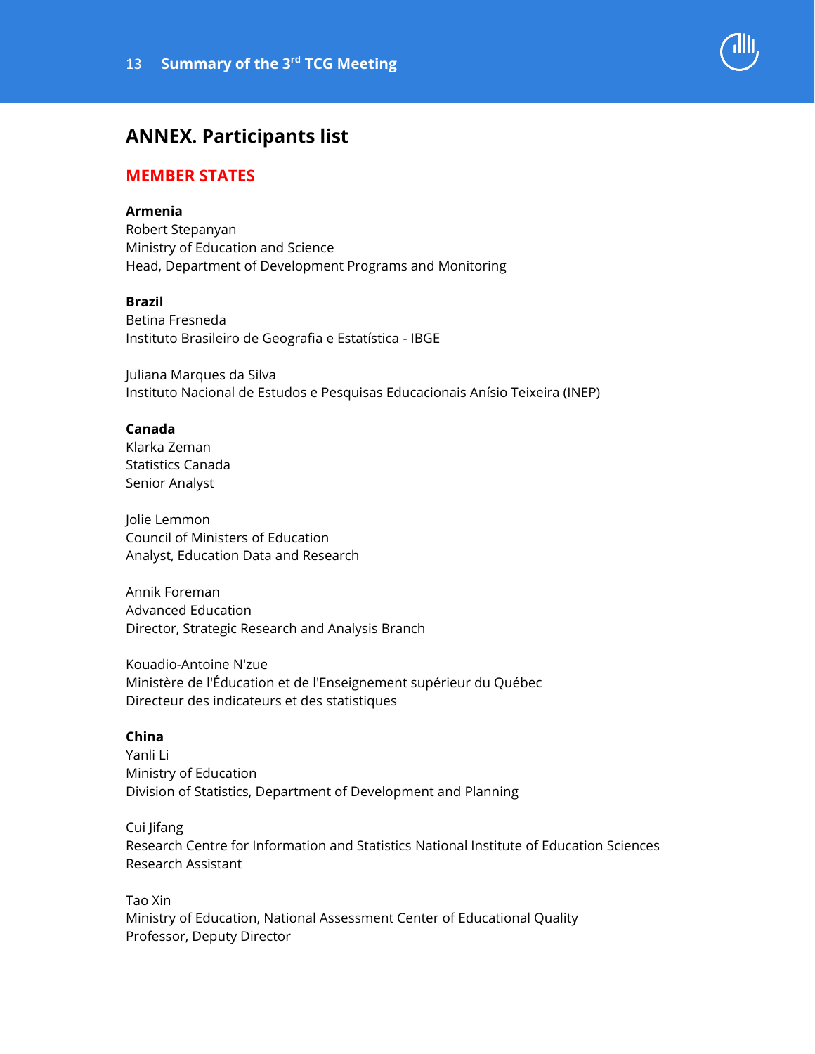# ANNEX. Participants list

## MEMBER STATES

**Armenia**
Robert Stepanyan
Ministry of Education and Science
Head, Department of Development Programs and Monitoring

**Brazil**
Betina Fresneda
Instituto Brasileiro de Geografia e Estatística - IBGE

Juliana Marques da Silva
Instituto Nacional de Estudos e Pesquisas Educacionais Anísio Teixeira (INEP)

**Canada**
Klarka Zeman
Statistics Canada
Senior Analyst

Jolie Lemmon
Council of Ministers of Education
Analyst, Education Data and Research

Annik Foreman
Advanced Education
Director, Strategic Research and Analysis Branch

Kouadio-Antoine N'zue
Ministère de l'Éducation et de l'Enseignement supérieur du Québec
Directeur des indicateurs et des statistiques

**China**
Yanli Li
Ministry of Education
Division of Statistics, Department of Development and Planning

Cui Jifang
Research Centre for Information and Statistics National Institute of Education Sciences
Research Assistant

Tao Xin
Ministry of Education, National Assessment Center of Educational Quality
Professor, Deputy Director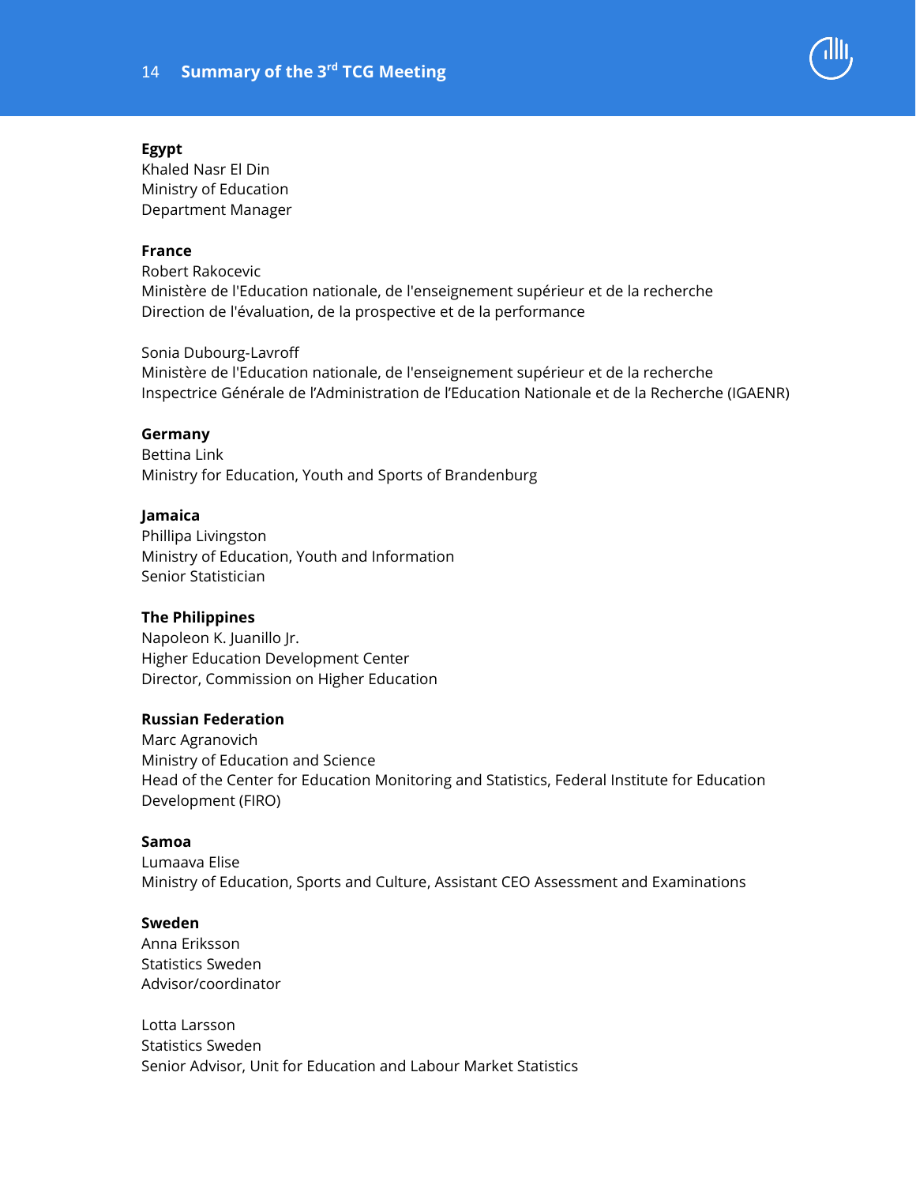**Egypt**
Khaled Nasr El Din
Ministry of Education
Department Manager

**France**
Robert Rakocevic
Ministère de l'Education nationale, de l'enseignement supérieur et de la recherche
Direction de l'évaluation, de la prospective et de la performance

Sonia Dubourg-Lavroff
Ministère de l'Education nationale, de l'enseignement supérieur et de la recherche
Inspectrice Générale de l'Administration de l'Education Nationale et de la Recherche (IGAENR)

**Germany**
Bettina Link
Ministry for Education, Youth and Sports of Brandenburg

**Jamaica**
Phillipa Livingston
Ministry of Education, Youth and Information
Senior Statistician

**The Philippines**
Napoleon K. Juanillo Jr.
Higher Education Development Center
Director, Commission on Higher Education

**Russian Federation**
Marc Agranovich
Ministry of Education and Science
Head of the Center for Education Monitoring and Statistics, Federal Institute for Education Development (FIRO)

**Samoa**
Lumaava Elise
Ministry of Education, Sports and Culture, Assistant CEO Assessment and Examinations

**Sweden**
Anna Eriksson
Statistics Sweden
Advisor/coordinator

Lotta Larsson
Statistics Sweden
Senior Advisor, Unit for Education and Labour Market Statistics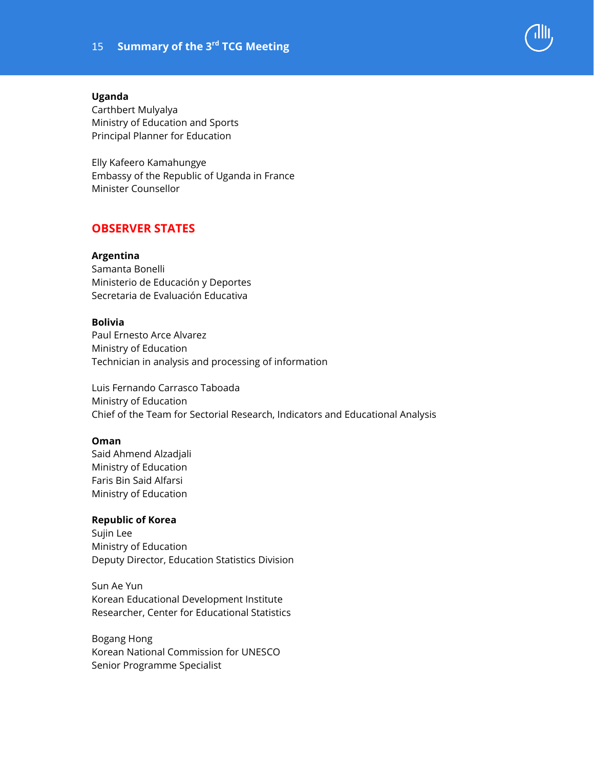**Uganda**
Carthbert Mulyalya
Ministry of Education and Sports
Principal Planner for Education

Elly Kafeero Kamahungye
Embassy of the Republic of Uganda in France
Minister Counsellor

## OBSERVER STATES

**Argentina**
Samanta Bonelli
Ministerio de Educación y Deportes
Secretaria de Evaluación Educativa

**Bolivia**
Paul Ernesto Arce Alvarez
Ministry of Education
Technician in analysis and processing of information

Luis Fernando Carrasco Taboada
Ministry of Education
Chief of the Team for Sectorial Research, Indicators and Educational Analysis

**Oman**
Said Ahmend Alzadjali
Ministry of Education
Faris Bin Said Alfarsi
Ministry of Education

**Republic of Korea**
Sujin Lee
Ministry of Education
Deputy Director, Education Statistics Division

Sun Ae Yun
Korean Educational Development Institute
Researcher, Center for Educational Statistics

Bogang Hong
Korean National Commission for UNESCO
Senior Programme Specialist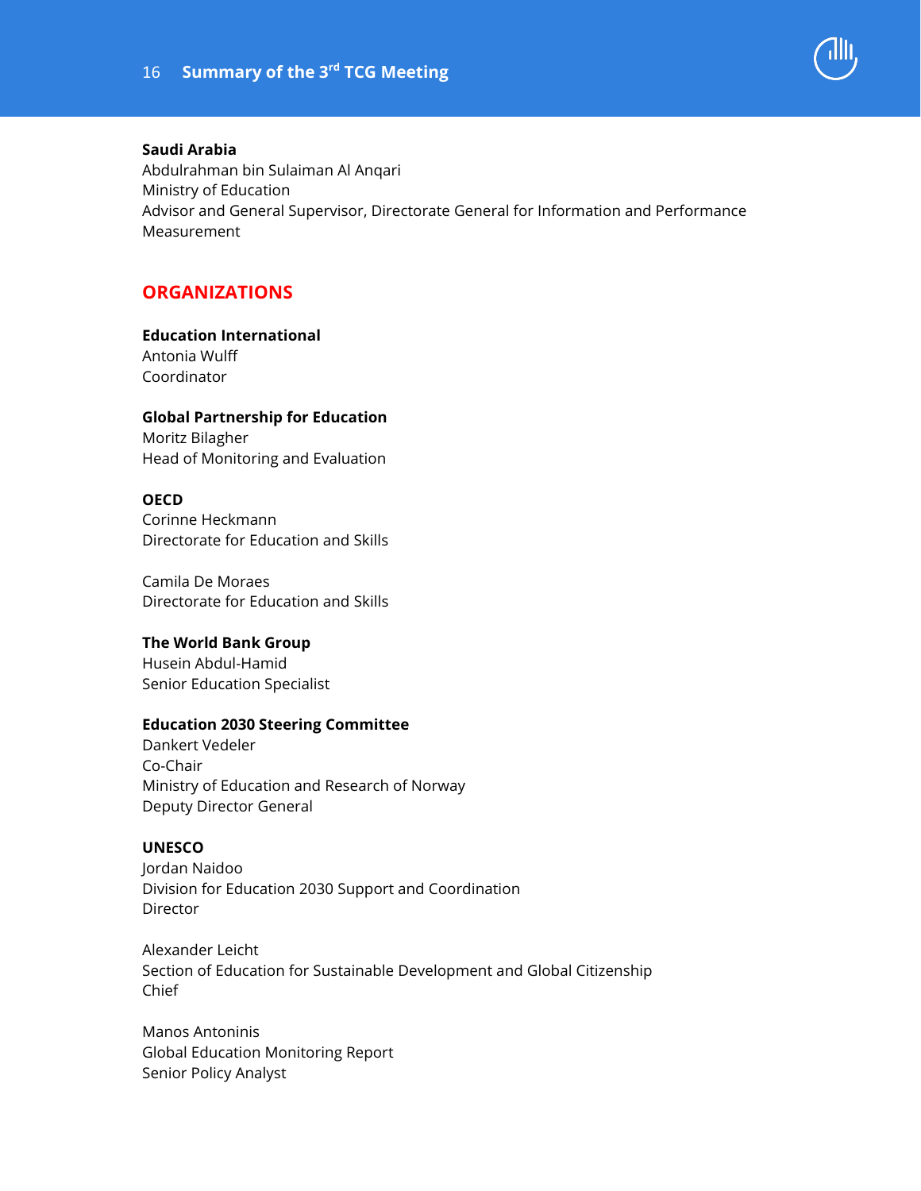**Saudi Arabia**
Abdulrahman bin Sulaiman Al Anqari
Ministry of Education
Advisor and General Supervisor, Directorate General for Information and Performance Measurement

## ORGANIZATIONS

**Education International**
Antonia Wulff
Coordinator

**Global Partnership for Education**
Moritz Bilagher
Head of Monitoring and Evaluation

**OECD**
Corinne Heckmann
Directorate for Education and Skills

Camila De Moraes
Directorate for Education and Skills

**The World Bank Group**
Husein Abdul-Hamid
Senior Education Specialist

**Education 2030 Steering Committee**
Dankert Vedeler
Co-Chair
Ministry of Education and Research of Norway
Deputy Director General

**UNESCO**
Jordan Naidoo
Division for Education 2030 Support and Coordination
Director

Alexander Leicht
Section of Education for Sustainable Development and Global Citizenship
Chief

Manos Antoninis
Global Education Monitoring Report
Senior Policy Analyst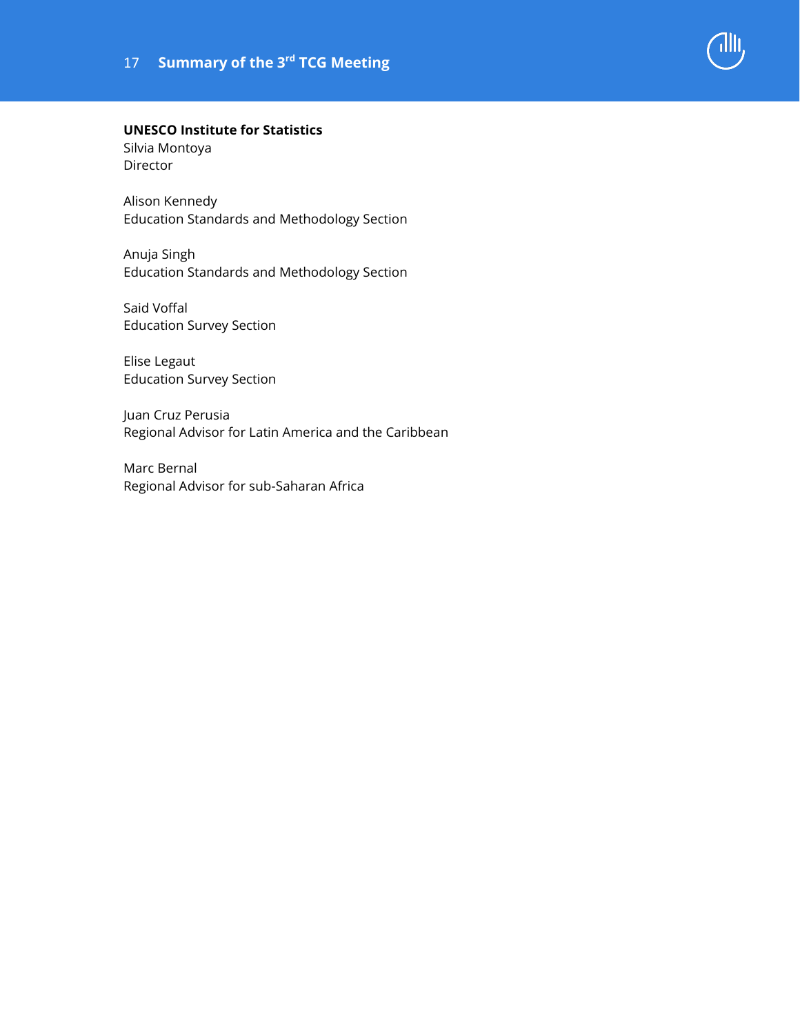**UNESCO Institute for Statistics**

Silvia Montoya
Director

Alison Kennedy
Education Standards and Methodology Section

Anuja Singh
Education Standards and Methodology Section

Said Voffal
Education Survey Section

Elise Legaut
Education Survey Section

Juan Cruz Perusia
Regional Advisor for Latin America and the Caribbean

Marc Bernal
Regional Advisor for sub-Saharan Africa